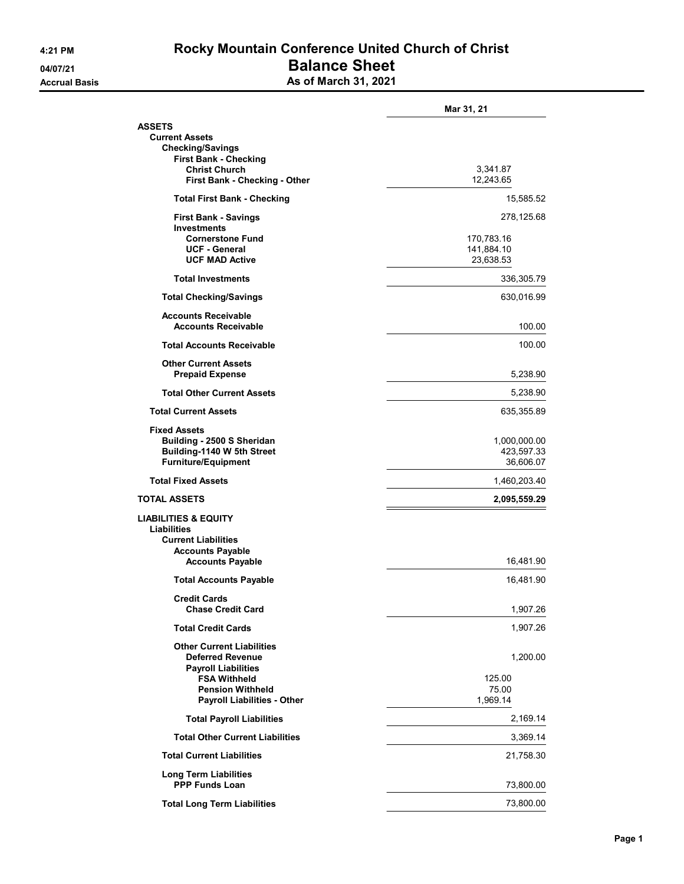# Rocky Mountain Conference United Church of Christ

## Balance Sheet

### As of March 31, 2021

4:21 PM
04/07/21
Accrual Basis

| | | Mar 31, 21 |
|---|---|---|
| **ASSETS** | | |
| **Current Assets** | | |
| **Checking/Savings** | | |
| **First Bank - Checking** | | |
| **Christ Church** | 3,341.87 | |
| **First Bank - Checking - Other** | 12,243.65 | |
| **Total First Bank - Checking** | | 15,585.52 |
| **First Bank - Savings** | | 278,125.68 |
| **Investments** | | |
| **Cornerstone Fund** | 170,783.16 | |
| **UCF - General** | 141,884.10 | |
| **UCF MAD Active** | 23,638.53 | |
| **Total Investments** | | 336,305.79 |
| **Total Checking/Savings** | | 630,016.99 |
| **Accounts Receivable** | | |
| **Accounts Receivable** | | 100.00 |
| **Total Accounts Receivable** | | 100.00 |
| **Other Current Assets** | | |
| **Prepaid Expense** | | 5,238.90 |
| **Total Other Current Assets** | | 5,238.90 |
| **Total Current Assets** | | 635,355.89 |
| **Fixed Assets** | | |
| **Building - 2500 S Sheridan** | | 1,000,000.00 |
| **Building-1140 W 5th Street** | | 423,597.33 |
| **Furniture/Equipment** | | 36,606.07 |
| **Total Fixed Assets** | | 1,460,203.40 |
| **TOTAL ASSETS** | | **2,095,559.29** |
| **LIABILITIES & EQUITY** | | |
| **Liabilities** | | |
| **Current Liabilities** | | |
| **Accounts Payable** | | |
| **Accounts Payable** | | 16,481.90 |
| **Total Accounts Payable** | | 16,481.90 |
| **Credit Cards** | | |
| **Chase Credit Card** | | 1,907.26 |
| **Total Credit Cards** | | 1,907.26 |
| **Other Current Liabilities** | | |
| **Deferred Revenue** | | 1,200.00 |
| **Payroll Liabilities** | | |
| **FSA Withheld** | 125.00 | |
| **Pension Withheld** | 75.00 | |
| **Payroll Liabilities - Other** | 1,969.14 | |
| **Total Payroll Liabilities** | | 2,169.14 |
| **Total Other Current Liabilities** | | 3,369.14 |
| **Total Current Liabilities** | | 21,758.30 |
| **Long Term Liabilities** | | |
| **PPP Funds Loan** | | 73,800.00 |
| **Total Long Term Liabilities** | | 73,800.00 |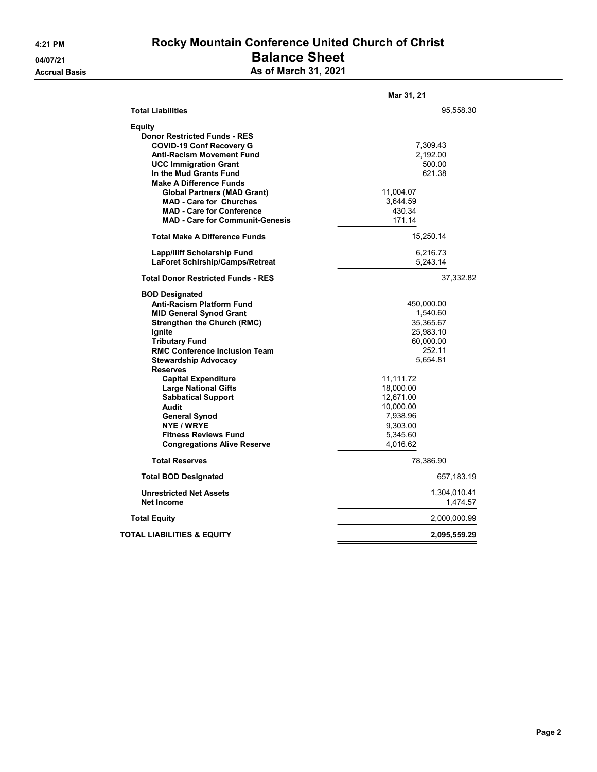# Rocky Mountain Conference United Church of Christ

## Balance Sheet

### As of March 31, 2021

4:21 PM
04/07/21
Accrual Basis

| | | Mar 31, 21 |
|---|---|---|
| **Total Liabilities** | | 95,558.30 |
| **Equity** | | |
| **Donor Restricted Funds - RES** | | |
| **COVID-19 Conf Recovery G** | | 7,309.43 |
| **Anti-Racism Movement Fund** | | 2,192.00 |
| **UCC Immigration Grant** | | 500.00 |
| **In the Mud Grants Fund** | | 621.38 |
| **Make A Difference Funds** | | |
| **Global Partners (MAD Grant)** | 11,004.07 | |
| **MAD - Care for Churches** | 3,644.59 | |
| **MAD - Care for Conference** | 430.34 | |
| **MAD - Care for Communit-Genesis** | 171.14 | |
| **Total Make A Difference Funds** | | 15,250.14 |
| **Lapp/Iliff Scholarship Fund** | | 6,216.73 |
| **LaForet Schlrship/Camps/Retreat** | | 5,243.14 |
| **Total Donor Restricted Funds - RES** | | 37,332.82 |
| **BOD Designated** | | |
| **Anti-Racism Platform Fund** | | 450,000.00 |
| **MID General Synod Grant** | | 1,540.60 |
| **Strengthen the Church (RMC)** | | 35,365.67 |
| **Ignite** | | 25,983.10 |
| **Tributary Fund** | | 60,000.00 |
| **RMC Conference Inclusion Team** | | 252.11 |
| **Stewardship Advocacy** | | 5,654.81 |
| **Reserves** | | |
| **Capital Expenditure** | 11,111.72 | |
| **Large National Gifts** | 18,000.00 | |
| **Sabbatical Support** | 12,671.00 | |
| **Audit** | 10,000.00 | |
| **General Synod** | 7,938.96 | |
| **NYE / WRYE** | 9,303.00 | |
| **Fitness Reviews Fund** | 5,345.60 | |
| **Congregations Alive Reserve** | 4,016.62 | |
| **Total Reserves** | | 78,386.90 |
| **Total BOD Designated** | | 657,183.19 |
| **Unrestricted Net Assets** | | 1,304,010.41 |
| **Net Income** | | 1,474.57 |
| **Total Equity** | | 2,000,000.99 |
| **TOTAL LIABILITIES & EQUITY** | | **2,095,559.29** |